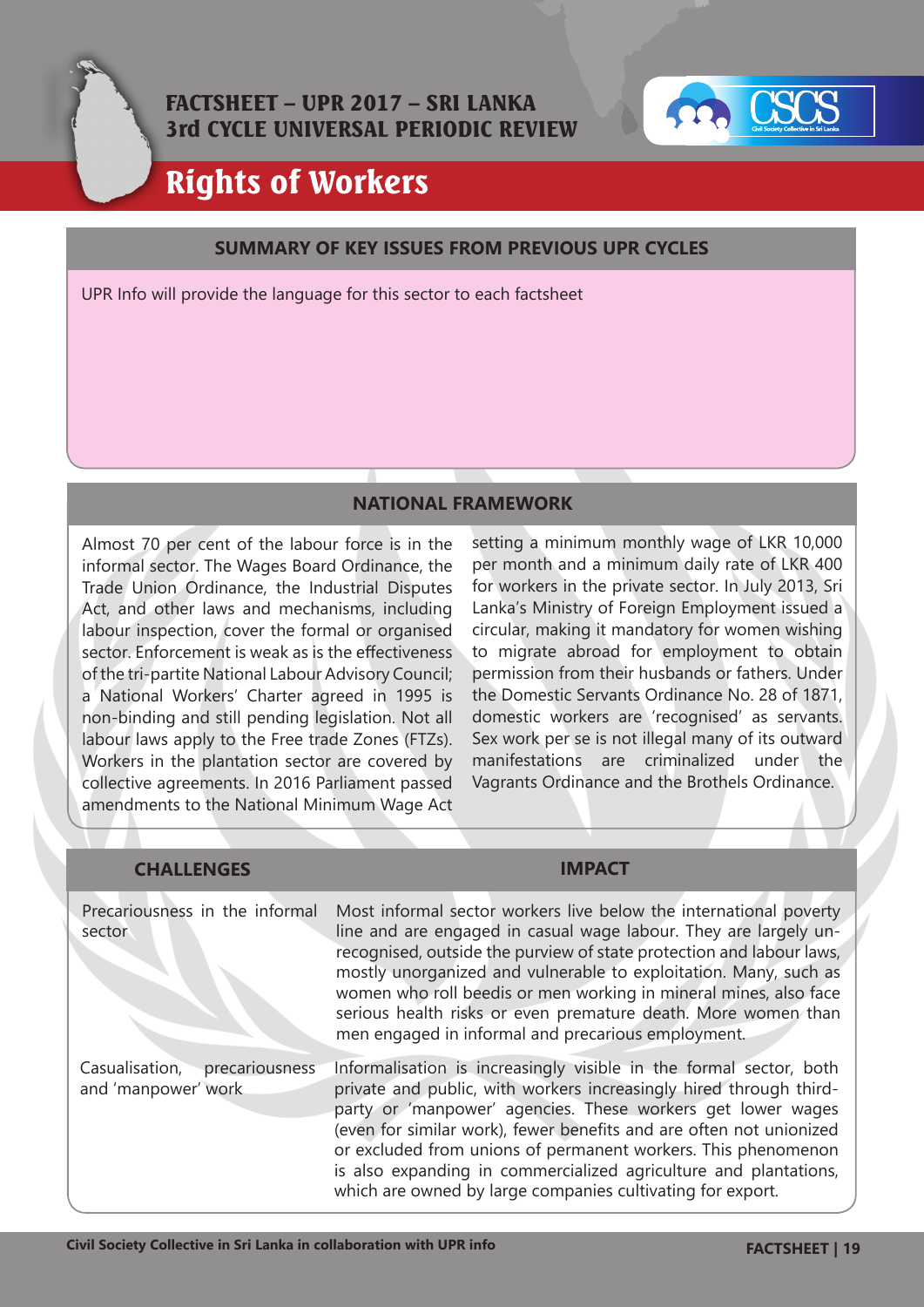# FACTSHEET – UPR 2017 – SRI LANKA
## 3rd CYCLE UNIVERSAL PERIODIC REVIEW

# Rights of Workers

## SUMMARY OF KEY ISSUES FROM PREVIOUS UPR CYCLES

UPR Info will provide the language for this sector to each factsheet

## NATIONAL FRAMEWORK

Almost 70 per cent of the labour force is in the informal sector. The Wages Board Ordinance, the Trade Union Ordinance, the Industrial Disputes Act, and other laws and mechanisms, including labour inspection, cover the formal or organised sector. Enforcement is weak as is the effectiveness of the tri-partite National Labour Advisory Council; a National Workers' Charter agreed in 1995 is non-binding and still pending legislation. Not all labour laws apply to the Free trade Zones (FTZs). Workers in the plantation sector are covered by collective agreements. In 2016 Parliament passed amendments to the National Minimum Wage Act setting a minimum monthly wage of LKR 10,000 per month and a minimum daily rate of LKR 400 for workers in the private sector. In July 2013, Sri Lanka's Ministry of Foreign Employment issued a circular, making it mandatory for women wishing to migrate abroad for employment to obtain permission from their husbands or fathers. Under the Domestic Servants Ordinance No. 28 of 1871, domestic workers are 'recognised' as servants. Sex work per se is not illegal many of its outward manifestations are criminalized under the Vagrants Ordinance and the Brothels Ordinance.

| CHALLENGES | IMPACT |
| --- | --- |
| Precariousness in the informal sector | Most informal sector workers live below the international poverty line and are engaged in casual wage labour. They are largely un-recognised, outside the purview of state protection and labour laws, mostly unorganized and vulnerable to exploitation. Many, such as women who roll beedis or men working in mineral mines, also face serious health risks or even premature death. More women than men engaged in informal and precarious employment. |
| Casualisation, precariousness and 'manpower' work | Informalisation is increasingly visible in the formal sector, both private and public, with workers increasingly hired through third-party or 'manpower' agencies. These workers get lower wages (even for similar work), fewer benefits and are often not unionized or excluded from unions of permanent workers. This phenomenon is also expanding in commercialized agriculture and plantations, which are owned by large companies cultivating for export. |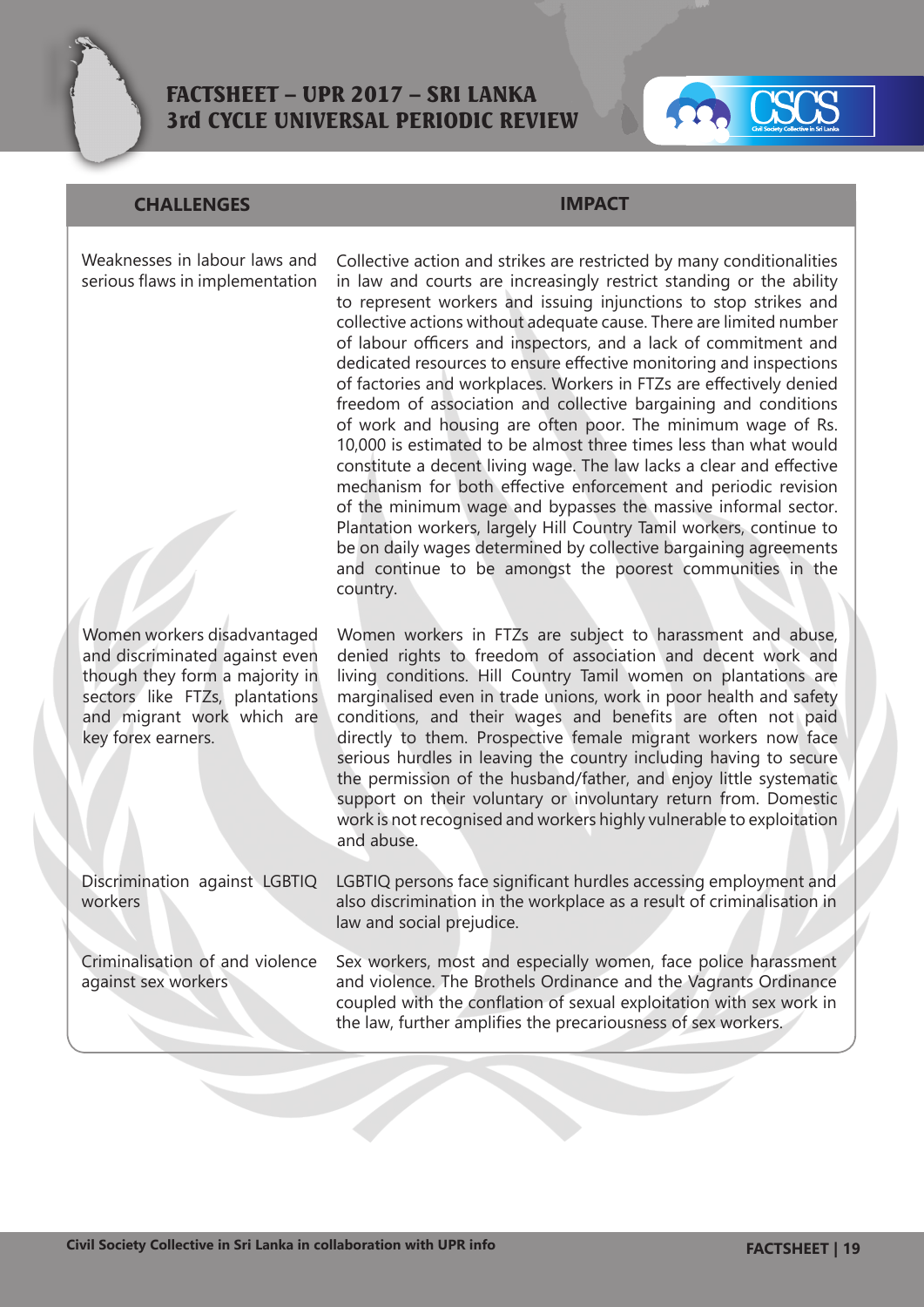| CHALLENGES | IMPACT |
|---|---|
| Weaknesses in labour laws and serious flaws in implementation | Collective action and strikes are restricted by many conditionalities in law and courts are increasingly restrict standing or the ability to represent workers and issuing injunctions to stop strikes and collective actions without adequate cause. There are limited number of labour officers and inspectors, and a lack of commitment and dedicated resources to ensure effective monitoring and inspections of factories and workplaces. Workers in FTZs are effectively denied freedom of association and collective bargaining and conditions of work and housing are often poor. The minimum wage of Rs. 10,000 is estimated to be almost three times less than what would constitute a decent living wage. The law lacks a clear and effective mechanism for both effective enforcement and periodic revision of the minimum wage and bypasses the massive informal sector. Plantation workers, largely Hill Country Tamil workers, continue to be on daily wages determined by collective bargaining agreements and continue to be amongst the poorest communities in the country. |
| Women workers disadvantaged and discriminated against even though they form a majority in sectors like FTZs, plantations and migrant work which are key forex earners. | Women workers in FTZs are subject to harassment and abuse, denied rights to freedom of association and decent work and living conditions. Hill Country Tamil women on plantations are marginalised even in trade unions, work in poor health and safety conditions, and their wages and benefits are often not paid directly to them. Prospective female migrant workers now face serious hurdles in leaving the country including having to secure the permission of the husband/father, and enjoy little systematic support on their voluntary or involuntary return from. Domestic work is not recognised and workers highly vulnerable to exploitation and abuse. |
| Discrimination against LGBTIQ workers | LGBTIQ persons face significant hurdles accessing employment and also discrimination in the workplace as a result of criminalisation in law and social prejudice. |
| Criminalisation of and violence against sex workers | Sex workers, most and especially women, face police harassment and violence. The Brothels Ordinance and the Vagrants Ordinance coupled with the conflation of sexual exploitation with sex work in the law, further amplifies the precariousness of sex workers. |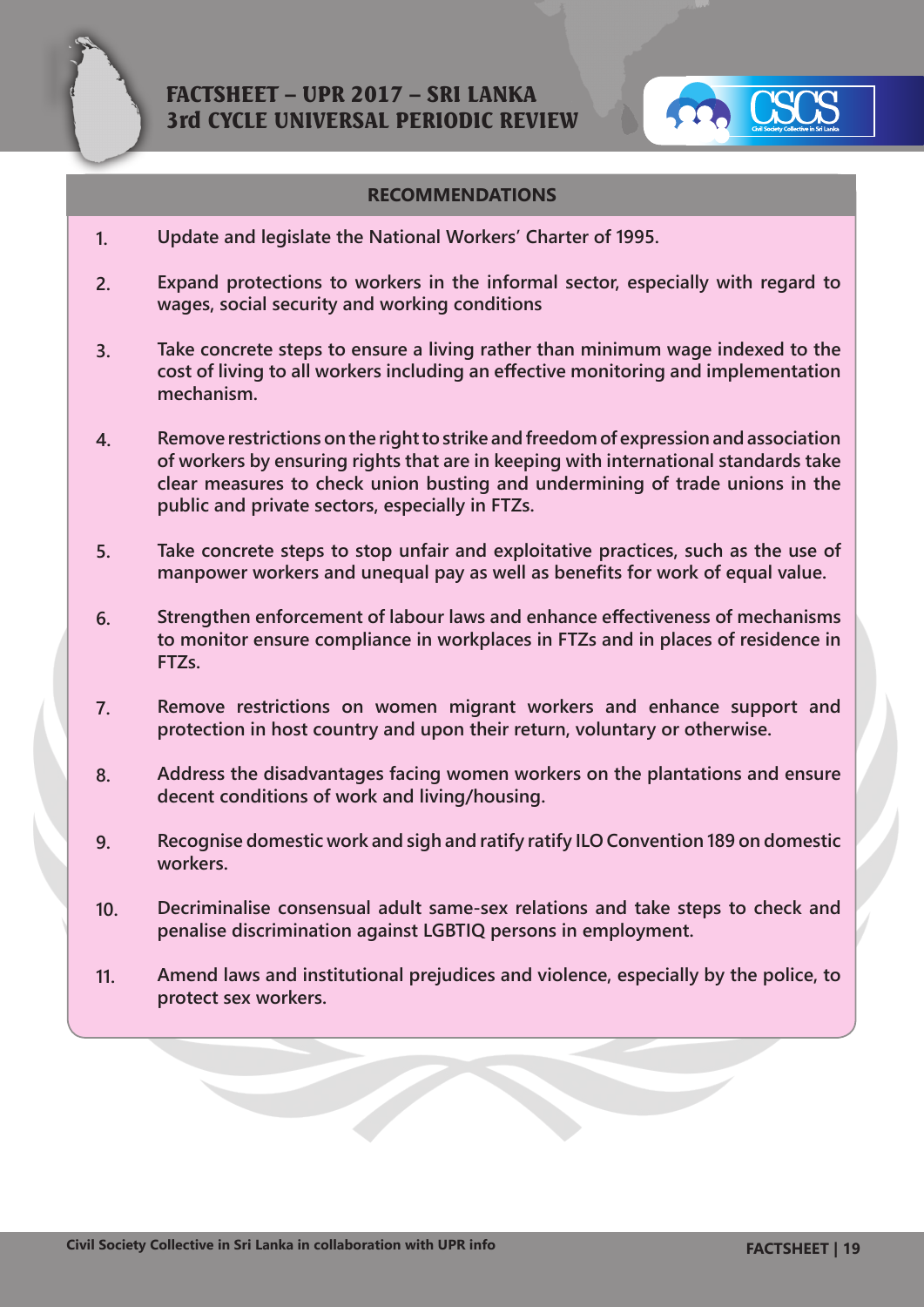## RECOMMENDATIONS

1. Update and legislate the National Workers' Charter of 1995.
2. Expand protections to workers in the informal sector, especially with regard to wages, social security and working conditions
3. Take concrete steps to ensure a living rather than minimum wage indexed to the cost of living to all workers including an effective monitoring and implementation mechanism.
4. Remove restrictions on the right to strike and freedom of expression and association of workers by ensuring rights that are in keeping with international standards take clear measures to check union busting and undermining of trade unions in the public and private sectors, especially in FTZs.
5. Take concrete steps to stop unfair and exploitative practices, such as the use of manpower workers and unequal pay as well as benefits for work of equal value.
6. Strengthen enforcement of labour laws and enhance effectiveness of mechanisms to monitor ensure compliance in workplaces in FTZs and in places of residence in FTZs.
7. Remove restrictions on women migrant workers and enhance support and protection in host country and upon their return, voluntary or otherwise.
8. Address the disadvantages facing women workers on the plantations and ensure decent conditions of work and living/housing.
9. Recognise domestic work and sigh and ratify ratify ILO Convention 189 on domestic workers.
10. Decriminalise consensual adult same-sex relations and take steps to check and penalise discrimination against LGBTIQ persons in employment.
11. Amend laws and institutional prejudices and violence, especially by the police, to protect sex workers.